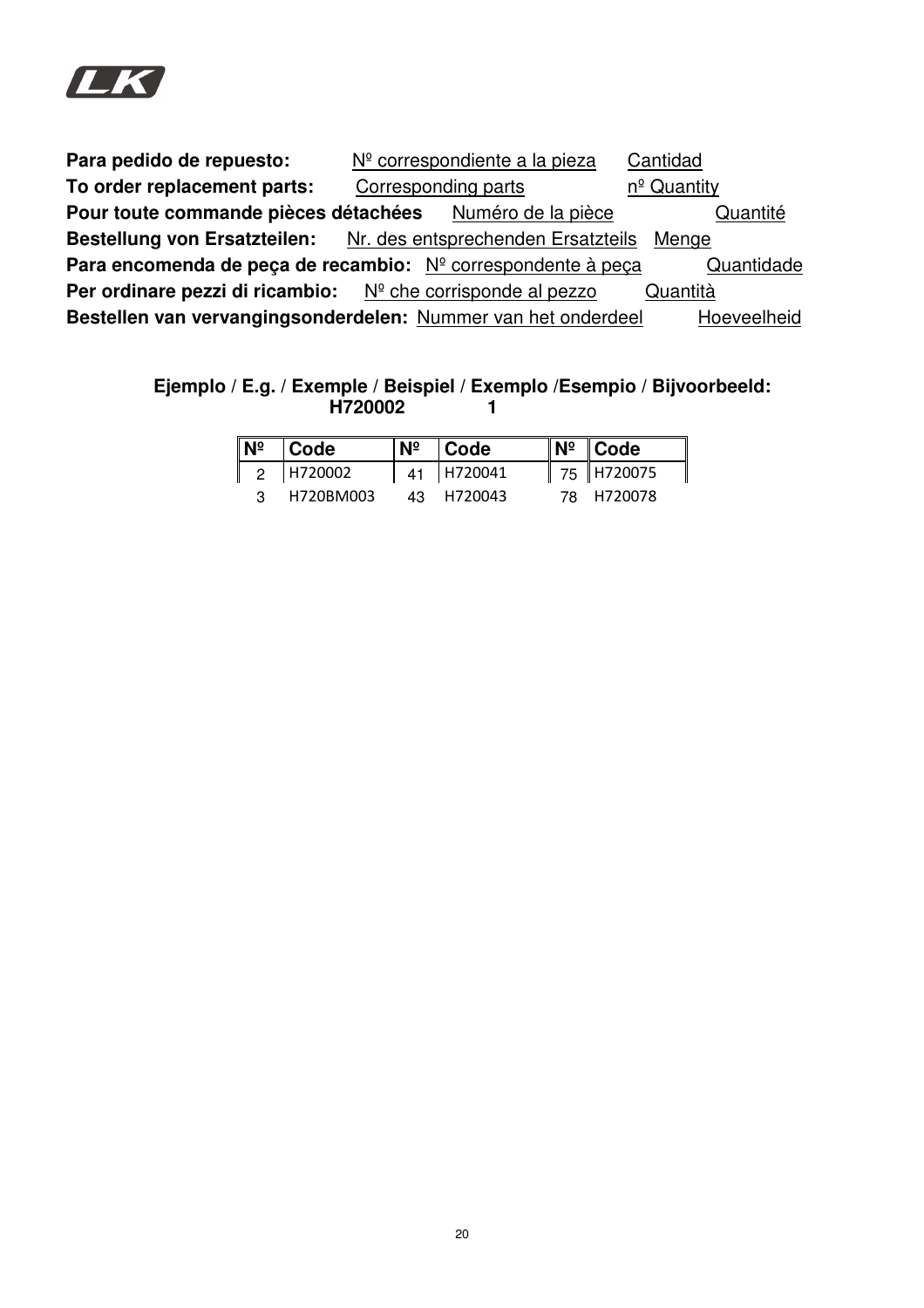**Para pedido de repuesto:** Nº correspondiente a la pieza Cantidad
**To order replacement parts:** Corresponding parts nº Quantity
**Pour toute commande pièces détachées** Numéro de la pièce Quantité
**Bestellung von Ersatzteilen:** Nr. des entsprechenden Ersatzteils Menge
**Para encomenda de peça de recambio:** Nº correspondente à peça Quantidade
**Per ordinare pezzi di ricambio:** Nº che corrisponde al pezzo Quantità
**Bestellen van vervangingsonderdelen:** Nummer van het onderdeel Hoeveelheid

**Ejemplo / E.g. / Exemple / Beispiel / Exemplo /Esempio / Bijvoorbeeld:**
**H720002 1**

| Nº | Code | Nº | Code | Nº | Code |
|---|---|---|---|---|---|
| 2 | H720002 | 41 | H720041 | 75 | H720075 |
| 3 | H720BM003 | 43 | H720043 | 78 | H720078 |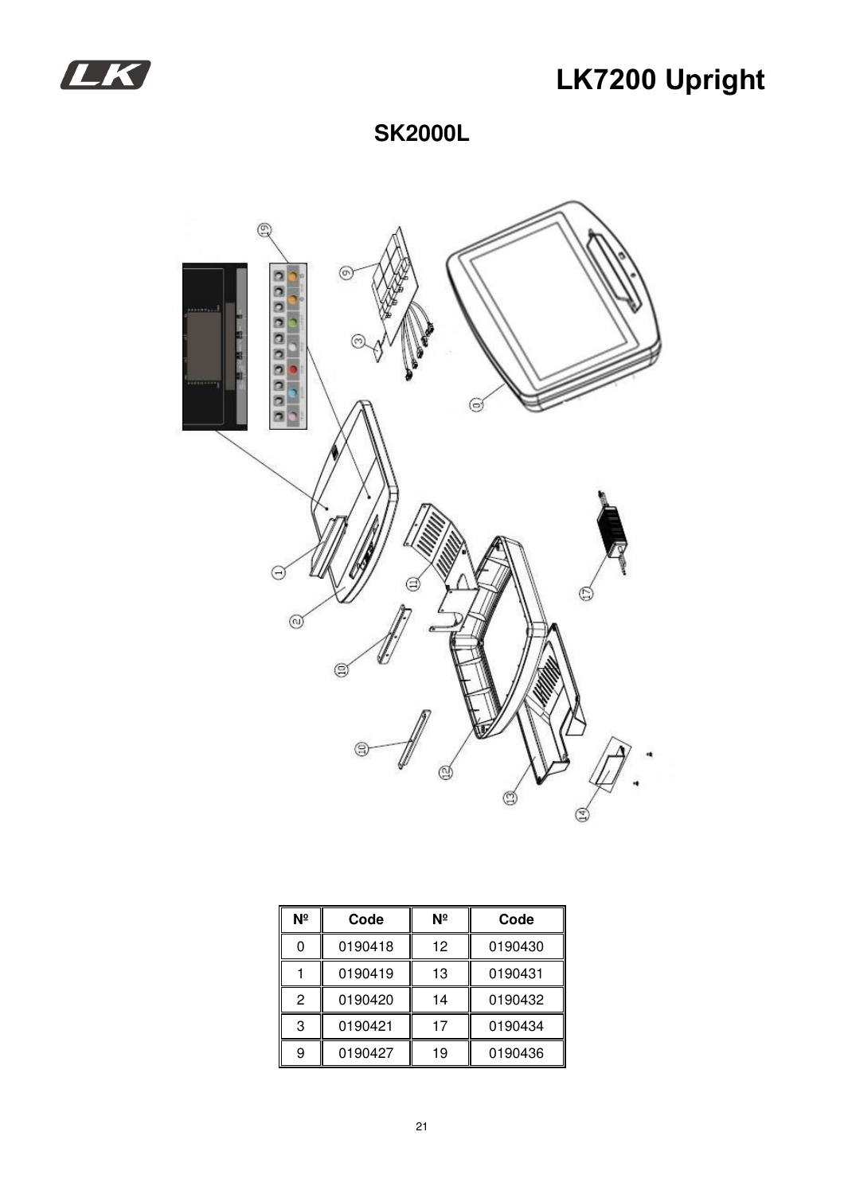# LK7200 Upright

## SK2000L

| Nº | Code | Nº | Code |
|---|---|---|---|
| 0 | 0190418 | 12 | 0190430 |
| 1 | 0190419 | 13 | 0190431 |
| 2 | 0190420 | 14 | 0190432 |
| 3 | 0190421 | 17 | 0190434 |
| 9 | 0190427 | 19 | 0190436 |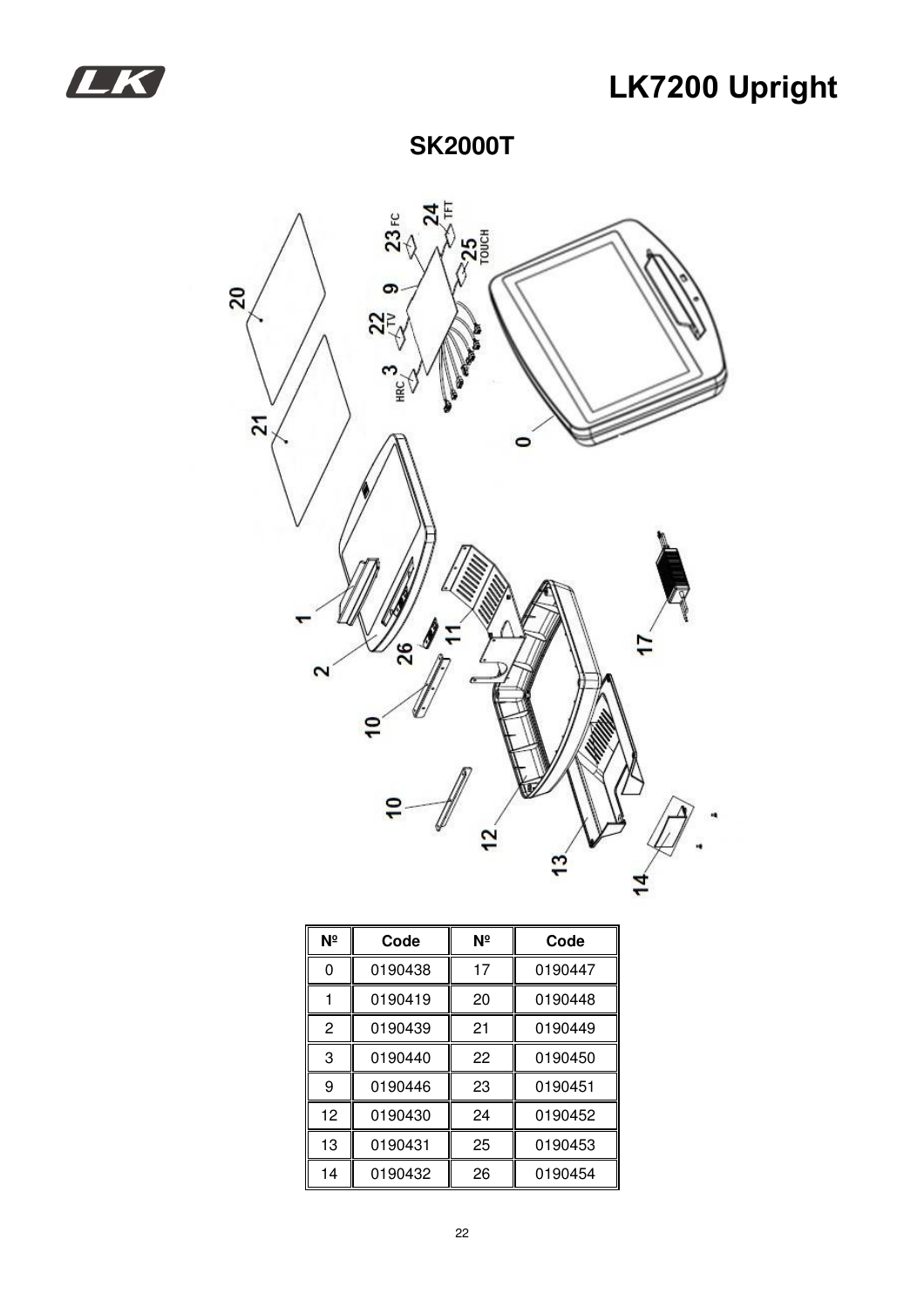# LK7200 Upright

## SK2000T

| Nº | Code | Nº | Code |
|---|---|---|---|
| 0 | 0190438 | 17 | 0190447 |
| 1 | 0190419 | 20 | 0190448 |
| 2 | 0190439 | 21 | 0190449 |
| 3 | 0190440 | 22 | 0190450 |
| 9 | 0190446 | 23 | 0190451 |
| 12 | 0190430 | 24 | 0190452 |
| 13 | 0190431 | 25 | 0190453 |
| 14 | 0190432 | 26 | 0190454 |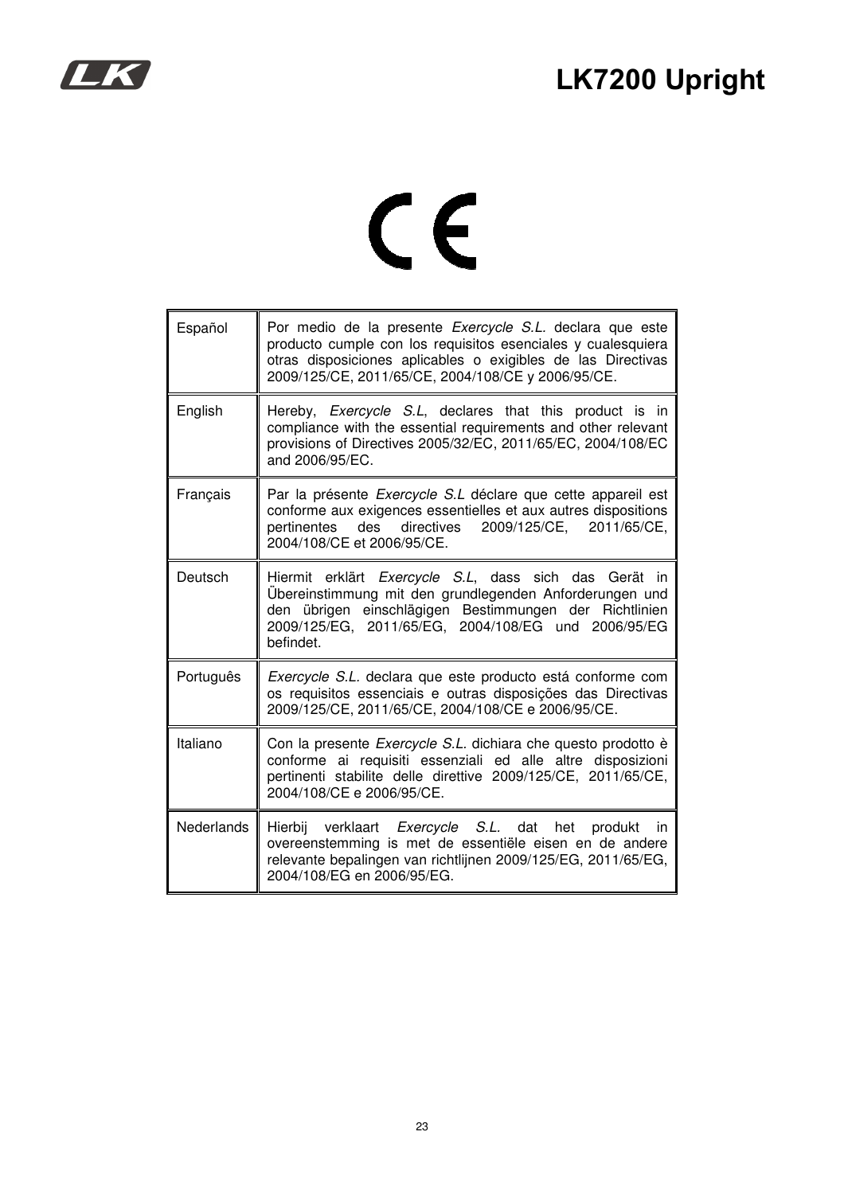CE

| Español | Por medio de la presente *Exercycle S.L.* declara que este producto cumple con los requisitos esenciales y cualesquiera otras disposiciones aplicables o exigibles de las Directivas 2009/125/CE, 2011/65/CE, 2004/108/CE y 2006/95/CE. |
| --- | --- |
| English | Hereby, *Exercycle S.L*, declares that this product is in compliance with the essential requirements and other relevant provisions of Directives 2005/32/EC, 2011/65/EC, 2004/108/EC and 2006/95/EC. |
| Français | Par la présente *Exercycle S.L* déclare que cette appareil est conforme aux exigences essentielles et aux autres dispositions pertinentes des directives 2009/125/CE, 2011/65/CE, 2004/108/CE et 2006/95/CE. |
| Deutsch | Hiermit erklärt *Exercycle S.L*, dass sich das Gerät in Übereinstimmung mit den grundlegenden Anforderungen und den übrigen einschlägigen Bestimmungen der Richtlinien 2009/125/EG, 2011/65/EG, 2004/108/EG und 2006/95/EG befindet. |
| Português | *Exercycle S.L.* declara que este producto está conforme com os requisitos essenciais e outras disposições das Directivas 2009/125/CE, 2011/65/CE, 2004/108/CE e 2006/95/CE. |
| Italiano | Con la presente *Exercycle S.L.* dichiara che questo prodotto è conforme ai requisiti essenziali ed alle altre disposizioni pertinenti stabilite delle direttive 2009/125/CE, 2011/65/CE, 2004/108/CE e 2006/95/CE. |
| Nederlands | Hierbij verklaart *Exercycle S.L.* dat het produkt in overeenstemming is met de essentiële eisen en de andere relevante bepalingen van richtlijnen 2009/125/EG, 2011/65/EG, 2004/108/EG en 2006/95/EG. |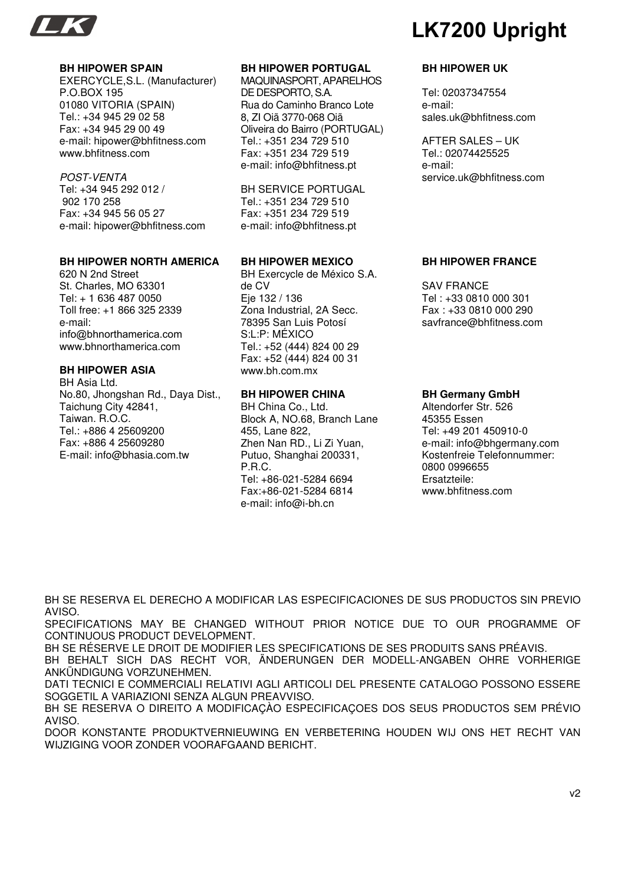# LK7200 Upright

**BH HIPOWER SPAIN**
EXERCYCLE,S.L. (Manufacturer)
P.O.BOX 195
01080 VITORIA (SPAIN)
Tel.: +34 945 29 02 58
Fax: +34 945 29 00 49
e-mail: hipower@bhfitness.com
www.bhfitness.com

*POST-VENTA*
Tel: +34 945 292 012 /
902 170 258
Fax: +34 945 56 05 27
e-mail: hipower@bhfitness.com

**BH HIPOWER PORTUGAL**
MAQUINASPORT, APARELHOS DE DESPORTO, S.A.
Rua do Caminho Branco Lote 8, ZI Oiã 3770-068 Oiã
Oliveira do Bairro (PORTUGAL)
Tel.: +351 234 729 510
Fax: +351 234 729 519
e-mail: info@bhfitness.pt

BH SERVICE PORTUGAL
Tel.: +351 234 729 510
Fax: +351 234 729 519
e-mail: info@bhfitness.pt

**BH HIPOWER UK**

Tel: 02037347554
e-mail:
sales.uk@bhfitness.com

AFTER SALES – UK
Tel.: 02074425525
e-mail:
service.uk@bhfitness.com

**BH HIPOWER NORTH AMERICA**
620 N 2nd Street
St. Charles, MO 63301
Tel: + 1 636 487 0050
Toll free: +1 866 325 2339
e-mail:
info@bhnorthamerica.com
www.bhnorthamerica.com

**BH HIPOWER ASIA**
BH Asia Ltd.
No.80, Jhongshan Rd., Daya Dist.,
Taichung City 42841,
Taiwan. R.O.C.
Tel.: +886 4 25609200
Fax: +886 4 25609280
E-mail: info@bhasia.com.tw

**BH HIPOWER MEXICO**
BH Exercycle de México S.A. de CV
Eje 132 / 136
Zona Industrial, 2A Secc.
78395 San Luis Potosí
S:L:P: MÉXICO
Tel.: +52 (444) 824 00 29
Fax: +52 (444) 824 00 31
www.bh.com.mx

**BH HIPOWER CHINA**
BH China Co., Ltd.
Block A, NO.68, Branch Lane 455, Lane 822,
Zhen Nan RD., Li Zi Yuan,
Putuo, Shanghai 200331,
P.R.C.
Tel: +86-021-5284 6694
Fax:+86-021-5284 6814
e-mail: info@i-bh.cn

**BH HIPOWER FRANCE**

SAV FRANCE
Tel : +33 0810 000 301
Fax : +33 0810 000 290
savfrance@bhfitness.com

**BH Germany GmbH**
Altendorfer Str. 526
45355 Essen
Tel: +49 201 450910-0
e-mail: info@bhgermany.com
Kostenfreie Telefonnummer:
0800 0996655
Ersatzteile:
www.bhfitness.com

BH SE RESERVA EL DERECHO A MODIFICAR LAS ESPECIFICACIONES DE SUS PRODUCTOS SIN PREVIO AVISO.
SPECIFICATIONS MAY BE CHANGED WITHOUT PRIOR NOTICE DUE TO OUR PROGRAMME OF CONTINUOUS PRODUCT DEVELOPMENT.
BH SE RÉSERVE LE DROIT DE MODIFIER LES SPECIFICATIONS DE SES PRODUITS SANS PRÉAVIS.
BH BEHALT SICH DAS RECHT VOR, ÄNDERUNGEN DER MODELL-ANGABEN OHRE VORHERIGE ANKÜNDIGUNG VORZUNEHMEN.
DATI TECNICI E COMMERCIALI RELATIVI AGLI ARTICOLI DEL PRESENTE CATALOGO POSSONO ESSERE SOGGETIL A VARIAZIONI SENZA ALGUN PREAVVISO.
BH SE RESERVA O DIREITO A MODIFICAÇÀO ESPECIFICAÇOES DOS SEUS PRODUCTOS SEM PRÉVIO AVISO.
DOOR KONSTANTE PRODUKTVERNIEUWING EN VERBETERING HOUDEN WIJ ONS HET RECHT VAN WIJZIGING VOOR ZONDER VOORAFGAAND BERICHT.

v2